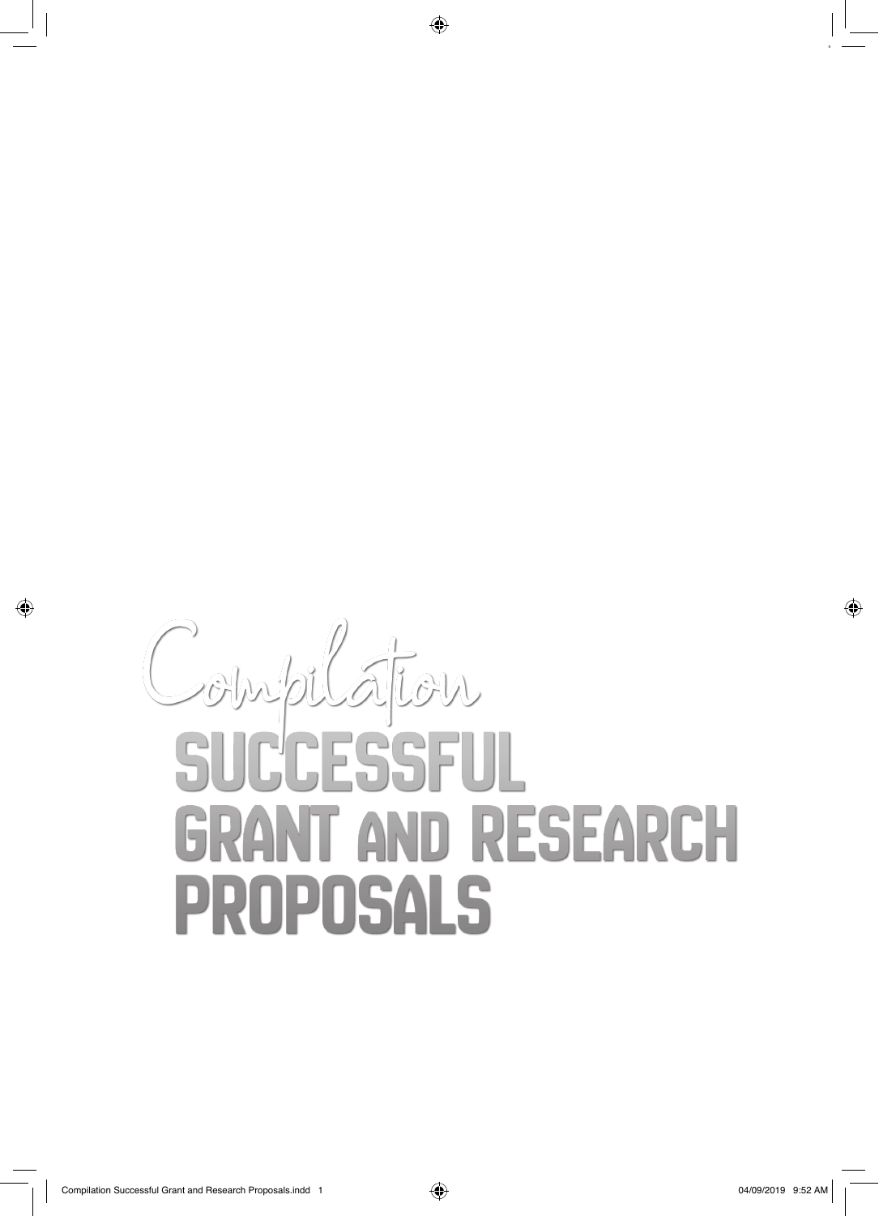# Compilation

# SUCCESSFUL GRANT AND RESEARCH PROPOSALS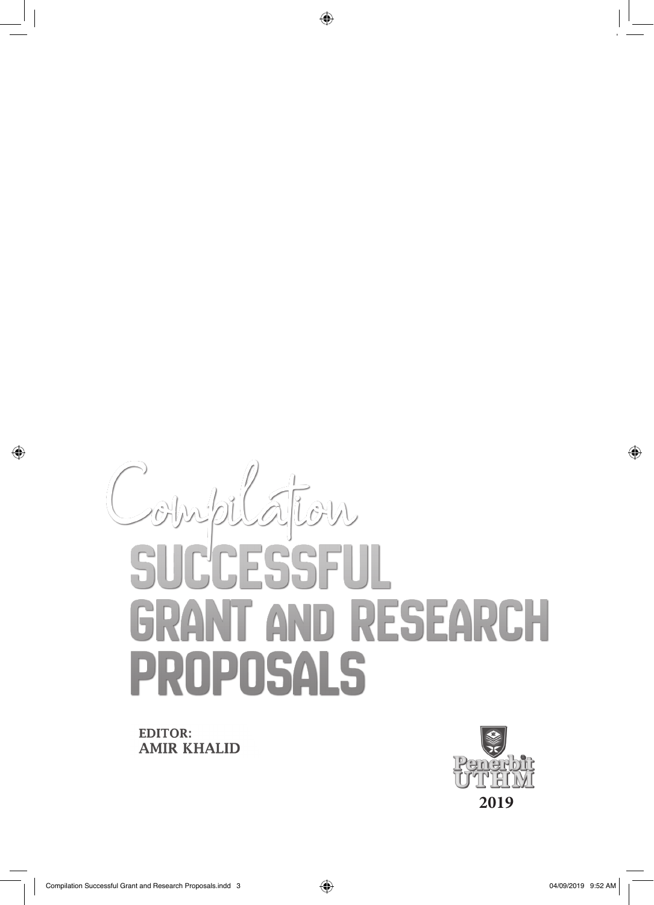# Compilation SUCCESSFUL GRANT AND RESEARCH PROPOSALS

**EDITOR:**
**AMIR KHALID**

Penerbit UTHM

**2019**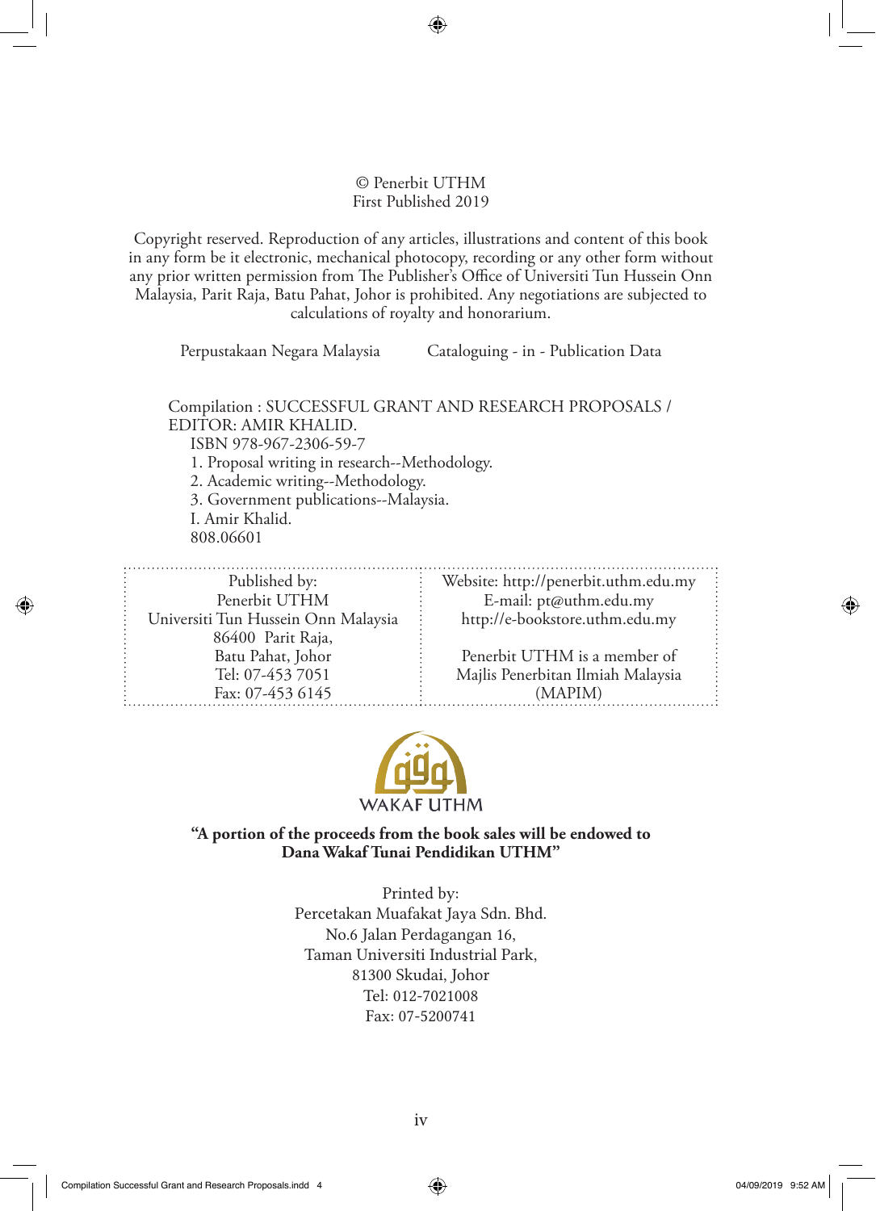© Penerbit UTHM
First Published 2019

Copyright reserved. Reproduction of any articles, illustrations and content of this book in any form be it electronic, mechanical photocopy, recording or any other form without any prior written permission from The Publisher's Office of Universiti Tun Hussein Onn Malaysia, Parit Raja, Batu Pahat, Johor is prohibited. Any negotiations are subjected to calculations of royalty and honorarium.

Perpustakaan Negara Malaysia Cataloguing - in - Publication Data

Compilation : SUCCESSFUL GRANT AND RESEARCH PROPOSALS / EDITOR: AMIR KHALID.
ISBN 978-967-2306-59-7
1. Proposal writing in research--Methodology.
2. Academic writing--Methodology.
3. Government publications--Malaysia.
I. Amir Khalid.
808.06601

Published by:
Penerbit UTHM
Universiti Tun Hussein Onn Malaysia
86400 Parit Raja,
Batu Pahat, Johor
Tel: 07-453 7051
Fax: 07-453 6145

Website: http://penerbit.uthm.edu.my
E-mail: pt@uthm.edu.my
http://e-bookstore.uthm.edu.my

Penerbit UTHM is a member of
Majlis Penerbitan Ilmiah Malaysia
(MAPIM)

WAKAF UTHM

**"A portion of the proceeds from the book sales will be endowed to Dana Wakaf Tunai Pendidikan UTHM"**

Printed by:
Percetakan Muafakat Jaya Sdn. Bhd.
No.6 Jalan Perdagangan 16,
Taman Universiti Industrial Park,
81300 Skudai, Johor
Tel: 012-7021008
Fax: 07-5200741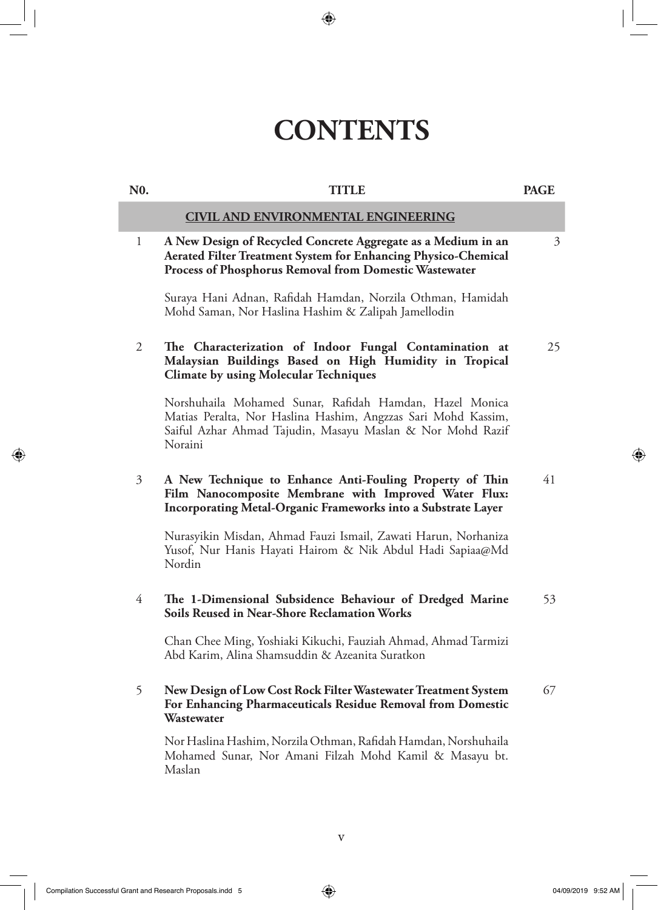# CONTENTS

| N0. | TITLE | PAGE |
|---|---|---|
| | **CIVIL AND ENVIRONMENTAL ENGINEERING** | |
| 1 | **A New Design of Recycled Concrete Aggregate as a Medium in an Aerated Filter Treatment System for Enhancing Physico-Chemical Process of Phosphorus Removal from Domestic Wastewater**<br><br>Suraya Hani Adnan, Rafidah Hamdan, Norzila Othman, Hamidah Mohd Saman, Nor Haslina Hashim & Zalipah Jamellodin | 3 |
| 2 | **The Characterization of Indoor Fungal Contamination at Malaysian Buildings Based on High Humidity in Tropical Climate by using Molecular Techniques**<br><br>Norshuhaila Mohamed Sunar, Rafidah Hamdan, Hazel Monica Matias Peralta, Nor Haslina Hashim, Angzzas Sari Mohd Kassim, Saiful Azhar Ahmad Tajudin, Masayu Maslan & Nor Mohd Razif Noraini | 25 |
| 3 | **A New Technique to Enhance Anti-Fouling Property of Thin Film Nanocomposite Membrane with Improved Water Flux: Incorporating Metal-Organic Frameworks into a Substrate Layer**<br><br>Nurasyikin Misdan, Ahmad Fauzi Ismail, Zawati Harun, Norhaniza Yusof, Nur Hanis Hayati Hairom & Nik Abdul Hadi Sapiaa@Md Nordin | 41 |
| 4 | **The 1-Dimensional Subsidence Behaviour of Dredged Marine Soils Reused in Near-Shore Reclamation Works**<br><br>Chan Chee Ming, Yoshiaki Kikuchi, Fauziah Ahmad, Ahmad Tarmizi Abd Karim, Alina Shamsuddin & Azeanita Suratkon | 53 |
| 5 | **New Design of Low Cost Rock Filter Wastewater Treatment System For Enhancing Pharmaceuticals Residue Removal from Domestic Wastewater**<br><br>Nor Haslina Hashim, Norzila Othman, Rafidah Hamdan, Norshuhaila Mohamed Sunar, Nor Amani Filzah Mohd Kamil & Masayu bt. Maslan | 67 |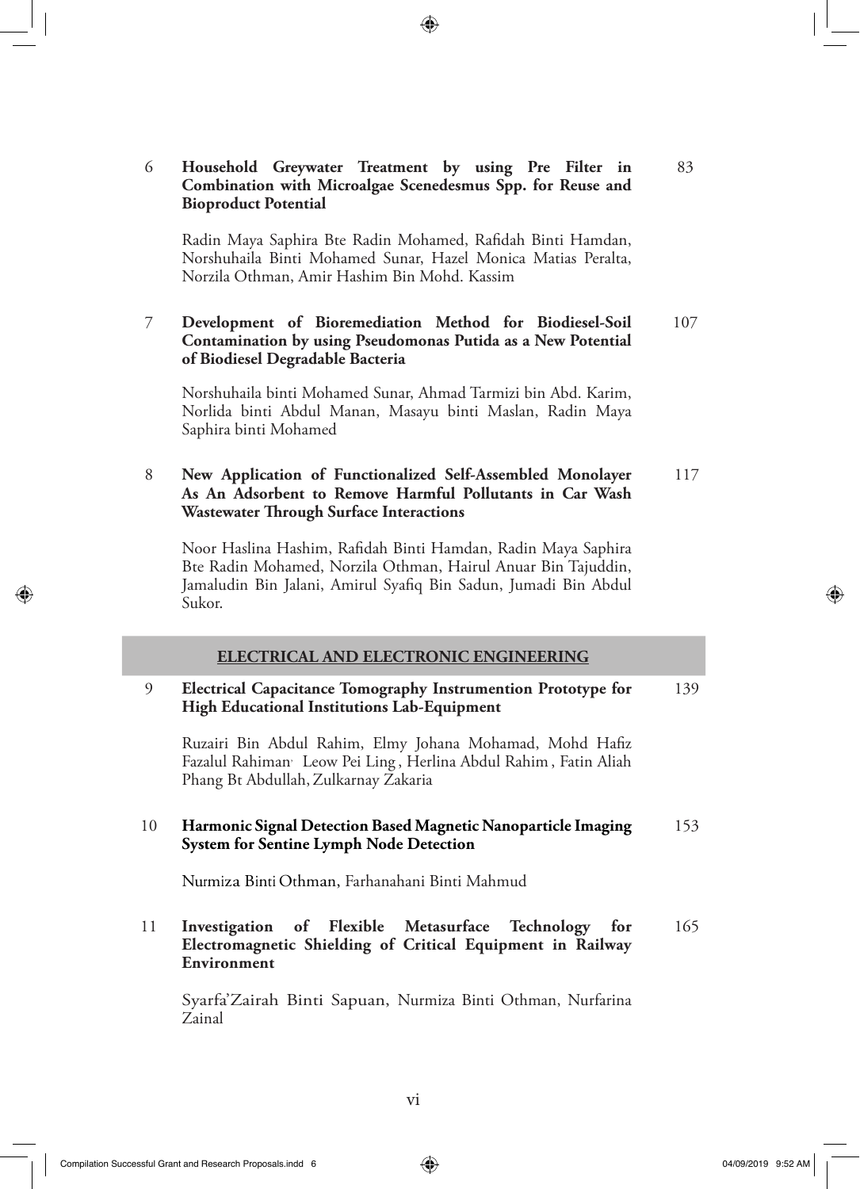6 **Household Greywater Treatment by using Pre Filter in Combination with Microalgae Scenedesmus Spp. for Reuse and Bioproduct Potential** 83

Radin Maya Saphira Bte Radin Mohamed, Rafidah Binti Hamdan, Norshuhaila Binti Mohamed Sunar, Hazel Monica Matias Peralta, Norzila Othman, Amir Hashim Bin Mohd. Kassim

7 **Development of Bioremediation Method for Biodiesel-Soil Contamination by using Pseudomonas Putida as a New Potential of Biodiesel Degradable Bacteria** 107

Norshuhaila binti Mohamed Sunar, Ahmad Tarmizi bin Abd. Karim, Norlida binti Abdul Manan, Masayu binti Maslan, Radin Maya Saphira binti Mohamed

8 **New Application of Functionalized Self-Assembled Monolayer As An Adsorbent to Remove Harmful Pollutants in Car Wash Wastewater Through Surface Interactions** 117

Noor Haslina Hashim, Rafidah Binti Hamdan, Radin Maya Saphira Bte Radin Mohamed, Norzila Othman, Hairul Anuar Bin Tajuddin, Jamaludin Bin Jalani, Amirul Syafiq Bin Sadun, Jumadi Bin Abdul Sukor.

## ELECTRICAL AND ELECTRONIC ENGINEERING

9 **Electrical Capacitance Tomography Instrumention Prototype for High Educational Institutions Lab-Equipment** 139

Ruzairi Bin Abdul Rahim, Elmy Johana Mohamad, Mohd Hafiz Fazalul Rahiman, Leow Pei Ling, Herlina Abdul Rahim, Fatin Aliah Phang Bt Abdullah, Zulkarnay Zakaria

10 **Harmonic Signal Detection Based Magnetic Nanoparticle Imaging System for Sentine Lymph Node Detection** 153

Nurmiza Binti Othman, Farhanahani Binti Mahmud

11 **Investigation of Flexible Metasurface Technology for Electromagnetic Shielding of Critical Equipment in Railway Environment** 165

Syarfa'Zairah Binti Sapuan, Nurmiza Binti Othman, Nurfarina Zainal